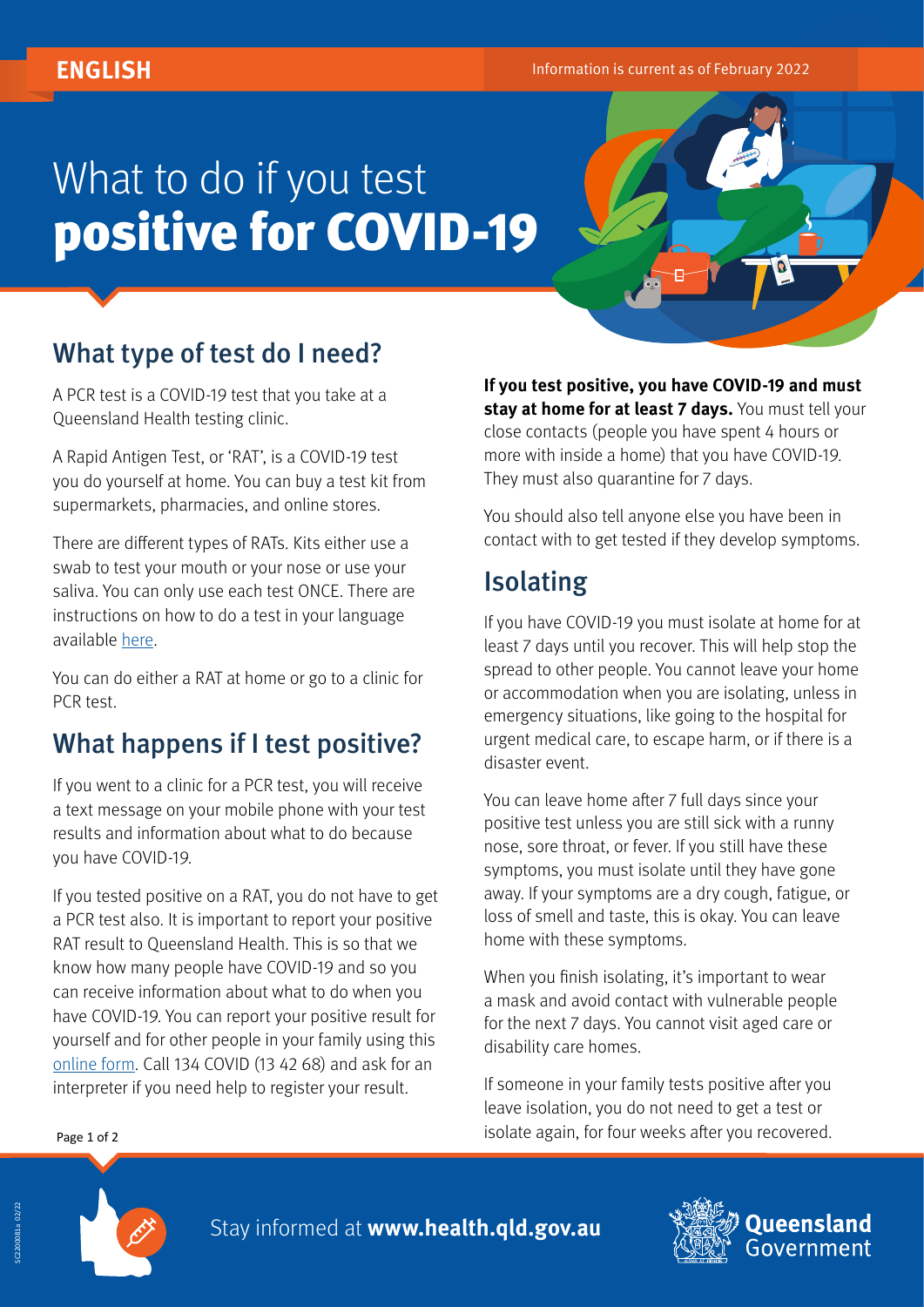ENGLISH

Information is current as of February 2022

# What to do if you test **positive for COVID-19**

## What type of test do I need?

A PCR test is a COVID-19 test that you take at a Queensland Health testing clinic.

A Rapid Antigen Test, or 'RAT', is a COVID-19 test you do yourself at home. You can buy a test kit from supermarkets, pharmacies, and online stores.

There are different types of RATs. Kits either use a swab to test your mouth or your nose or use your saliva. You can only use each test ONCE. There are instructions on how to do a test in your language available here.

You can do either a RAT at home or go to a clinic for PCR test.

## What happens if I test positive?

If you went to a clinic for a PCR test, you will receive a text message on your mobile phone with your test results and information about what to do because you have COVID-19.

If you tested positive on a RAT, you do not have to get a PCR test also. It is important to report your positive RAT result to Queensland Health. This is so that we know how many people have COVID-19 and so you can receive information about what to do when you have COVID-19. You can report your positive result for yourself and for other people in your family using this online form. Call 134 COVID (13 42 68) and ask for an interpreter if you need help to register your result.

**If you test positive, you have COVID-19 and must stay at home for at least 7 days.** You must tell your close contacts (people you have spent 4 hours or more with inside a home) that you have COVID-19. They must also quarantine for 7 days.

You should also tell anyone else you have been in contact with to get tested if they develop symptoms.

## Isolating

If you have COVID-19 you must isolate at home for at least 7 days until you recover. This will help stop the spread to other people. You cannot leave your home or accommodation when you are isolating, unless in emergency situations, like going to the hospital for urgent medical care, to escape harm, or if there is a disaster event.

You can leave home after 7 full days since your positive test unless you are still sick with a runny nose, sore throat, or fever. If you still have these symptoms, you must isolate until they have gone away. If your symptoms are a dry cough, fatigue, or loss of smell and taste, this is okay. You can leave home with these symptoms.

When you finish isolating, it's important to wear a mask and avoid contact with vulnerable people for the next 7 days. You cannot visit aged care or disability care homes.

If someone in your family tests positive after you leave isolation, you do not need to get a test or isolate again, for four weeks after you recovered.

Stay informed at **www.health.qld.gov.au**

Queensland Government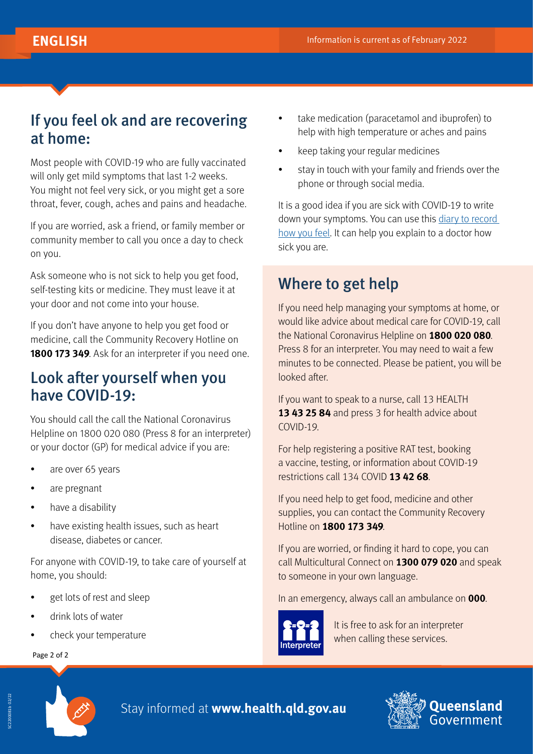## If you feel ok and are recovering at home:

Most people with COVID-19 who are fully vaccinated will only get mild symptoms that last 1-2 weeks. You might not feel very sick, or you might get a sore throat, fever, cough, aches and pains and headache.

If you are worried, ask a friend, or family member or community member to call you once a day to check on you.

Ask someone who is not sick to help you get food, self-testing kits or medicine. They must leave it at your door and not come into your house.

If you don't have anyone to help you get food or medicine, call the Community Recovery Hotline on **1800 173 349**. Ask for an interpreter if you need one.

## Look after yourself when you have COVID-19:

You should call the call the National Coronavirus Helpline on 1800 020 080 (Press 8 for an interpreter) or your doctor (GP) for medical advice if you are:

- are over 65 years
- are pregnant
- have a disability
- have existing health issues, such as heart disease, diabetes or cancer.

For anyone with COVID-19, to take care of yourself at home, you should:

- get lots of rest and sleep
- drink lots of water
- check your temperature
- take medication (paracetamol and ibuprofen) to help with high temperature or aches and pains
- keep taking your regular medicines
- stay in touch with your family and friends over the phone or through social media.

It is a good idea if you are sick with COVID-19 to write down your symptoms. You can use this diary to record how you feel. It can help you explain to a doctor how sick you are.

## Where to get help

If you need help managing your symptoms at home, or would like advice about medical care for COVID-19, call the National Coronavirus Helpline on **1800 020 080**. Press 8 for an interpreter. You may need to wait a few minutes to be connected. Please be patient, you will be looked after.

If you want to speak to a nurse, call 13 HEALTH **13 43 25 84** and press 3 for health advice about COVID-19.

For help registering a positive RAT test, booking a vaccine, testing, or information about COVID-19 restrictions call 134 COVID **13 42 68**.

If you need help to get food, medicine and other supplies, you can contact the Community Recovery Hotline on **1800 173 349**.

If you are worried, or finding it hard to cope, you can call Multicultural Connect on **1300 079 020** and speak to someone in your own language.

In an emergency, always call an ambulance on **000**.

It is free to ask for an interpreter when calling these services.

Stay informed at **www.health.qld.gov.au**